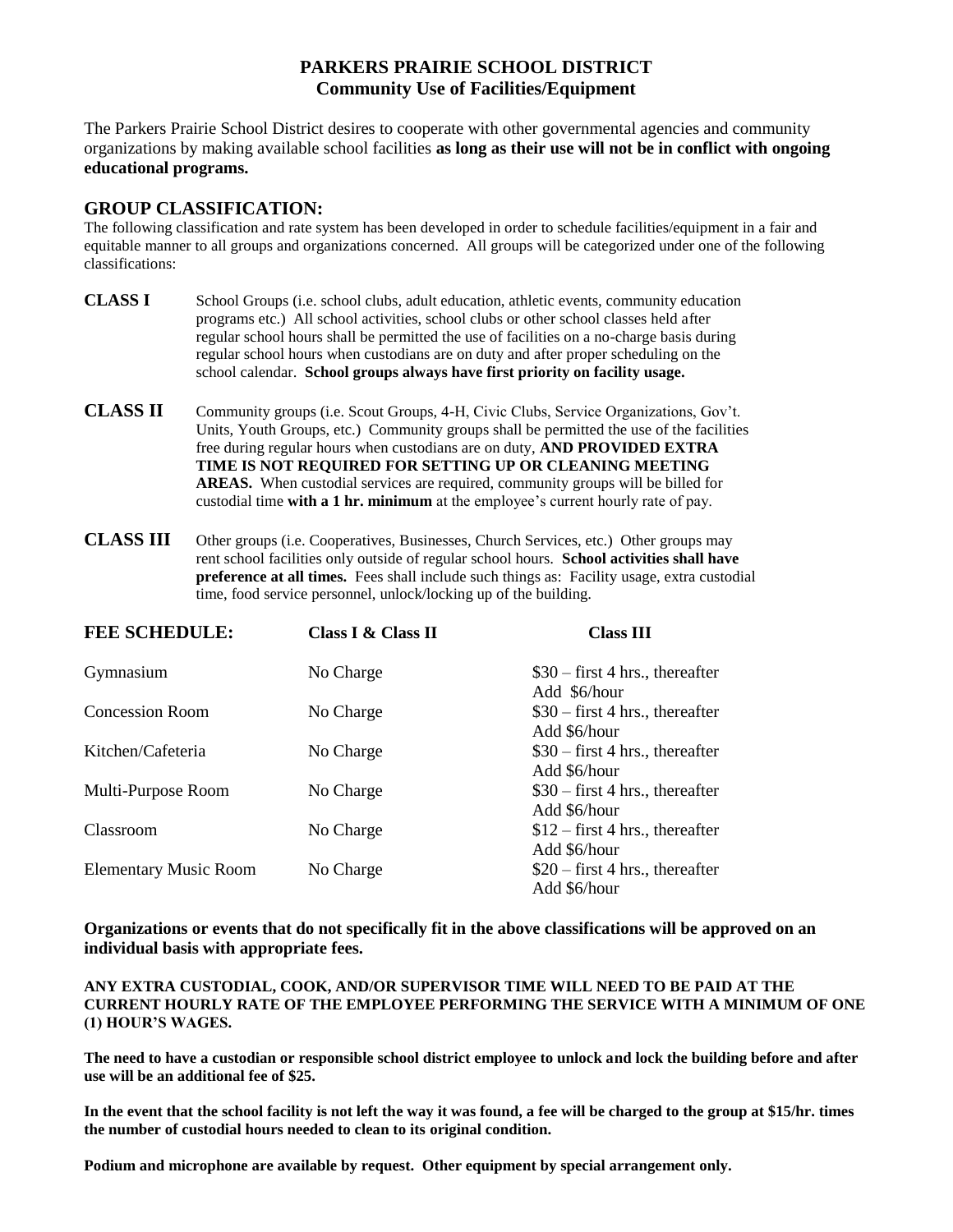# PARKERS PRAIRIE SCHOOL DISTRICT
## Community Use of Facilities/Equipment

The Parkers Prairie School District desires to cooperate with other governmental agencies and community organizations by making available school facilities **as long as their use will not be in conflict with ongoing educational programs.**

## GROUP CLASSIFICATION:

The following classification and rate system has been developed in order to schedule facilities/equipment in a fair and equitable manner to all groups and organizations concerned. All groups will be categorized under one of the following classifications:

**CLASS I** School Groups (i.e. school clubs, adult education, athletic events, community education programs etc.) All school activities, school clubs or other school classes held after regular school hours shall be permitted the use of facilities on a no-charge basis during regular school hours when custodians are on duty and after proper scheduling on the school calendar. **School groups always have first priority on facility usage.**

**CLASS II** Community groups (i.e. Scout Groups, 4-H, Civic Clubs, Service Organizations, Gov't. Units, Youth Groups, etc.) Community groups shall be permitted the use of the facilities free during regular hours when custodians are on duty, **AND PROVIDED EXTRA TIME IS NOT REQUIRED FOR SETTING UP OR CLEANING MEETING AREAS.** When custodial services are required, community groups will be billed for custodial time **with a 1 hr. minimum** at the employee's current hourly rate of pay.

**CLASS III** Other groups (i.e. Cooperatives, Businesses, Church Services, etc.) Other groups may rent school facilities only outside of regular school hours. **School activities shall have preference at all times.** Fees shall include such things as: Facility usage, extra custodial time, food service personnel, unlock/locking up of the building.

| FEE SCHEDULE: | Class I & Class II | Class III |
|---|---|---|
| Gymnasium | No Charge | $30 – first 4 hrs., thereafter Add $6/hour |
| Concession Room | No Charge | $30 – first 4 hrs., thereafter Add $6/hour |
| Kitchen/Cafeteria | No Charge | $30 – first 4 hrs., thereafter Add $6/hour |
| Multi-Purpose Room | No Charge | $30 – first 4 hrs., thereafter Add $6/hour |
| Classroom | No Charge | $12 – first 4 hrs., thereafter Add $6/hour |
| Elementary Music Room | No Charge | $20 – first 4 hrs., thereafter Add $6/hour |

**Organizations or events that do not specifically fit in the above classifications will be approved on an individual basis with appropriate fees.**

**ANY EXTRA CUSTODIAL, COOK, AND/OR SUPERVISOR TIME WILL NEED TO BE PAID AT THE CURRENT HOURLY RATE OF THE EMPLOYEE PERFORMING THE SERVICE WITH A MINIMUM OF ONE (1) HOUR'S WAGES.**

**The need to have a custodian or responsible school district employee to unlock and lock the building before and after use will be an additional fee of $25.**

**In the event that the school facility is not left the way it was found, a fee will be charged to the group at $15/hr. times the number of custodial hours needed to clean to its original condition.**

**Podium and microphone are available by request. Other equipment by special arrangement only.**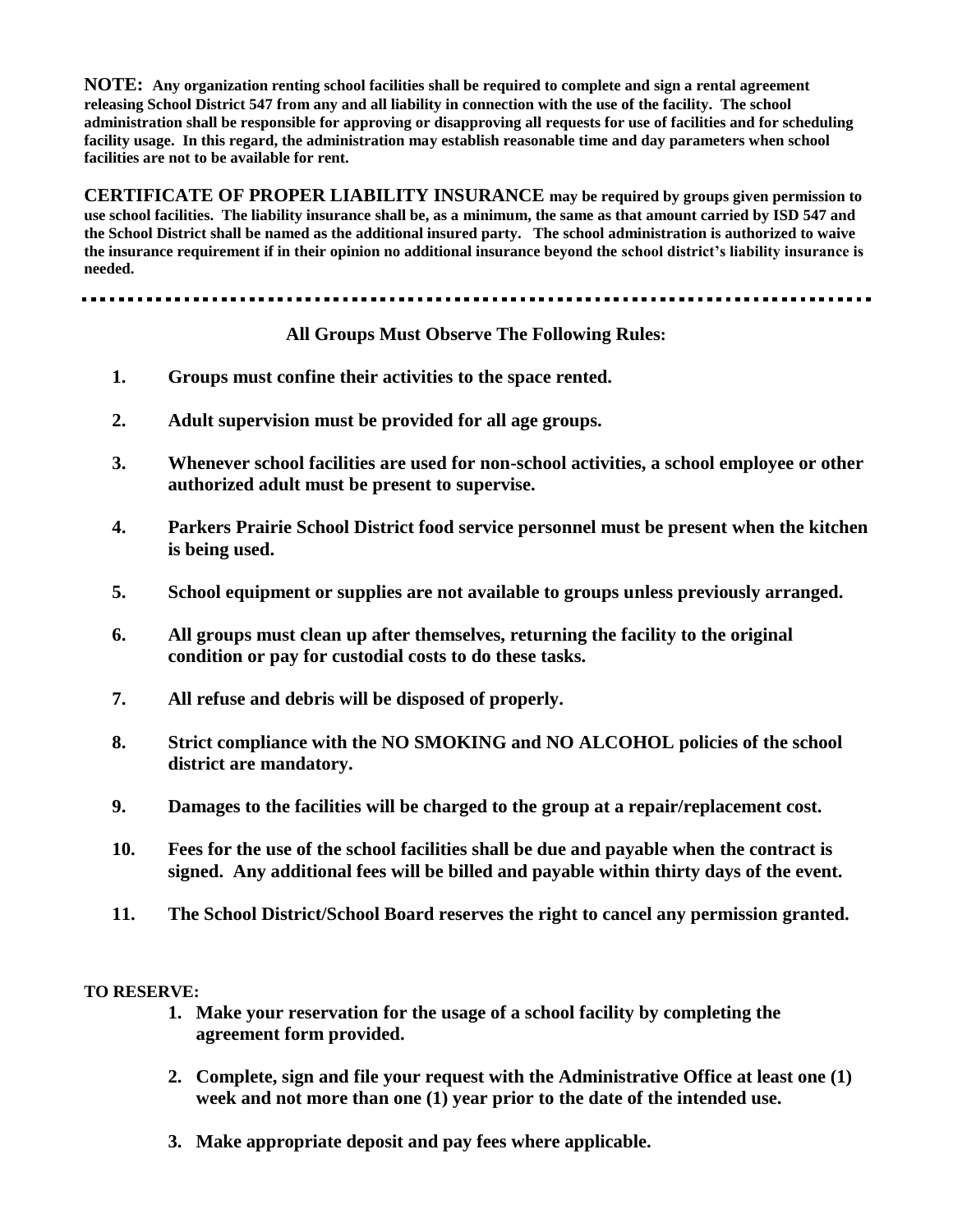**NOTE: Any organization renting school facilities shall be required to complete and sign a rental agreement releasing School District 547 from any and all liability in connection with the use of the facility. The school administration shall be responsible for approving or disapproving all requests for use of facilities and for scheduling facility usage. In this regard, the administration may establish reasonable time and day parameters when school facilities are not to be available for rent.**

**CERTIFICATE OF PROPER LIABILITY INSURANCE may be required by groups given permission to use school facilities. The liability insurance shall be, as a minimum, the same as that amount carried by ISD 547 and the School District shall be named as the additional insured party. The school administration is authorized to waive the insurance requirement if in their opinion no additional insurance beyond the school district's liability insurance is needed.**

---

**All Groups Must Observe The Following Rules:**

1. **Groups must confine their activities to the space rented.**
2. **Adult supervision must be provided for all age groups.**
3. **Whenever school facilities are used for non-school activities, a school employee or other authorized adult must be present to supervise.**
4. **Parkers Prairie School District food service personnel must be present when the kitchen is being used.**
5. **School equipment or supplies are not available to groups unless previously arranged.**
6. **All groups must clean up after themselves, returning the facility to the original condition or pay for custodial costs to do these tasks.**
7. **All refuse and debris will be disposed of properly.**
8. **Strict compliance with the NO SMOKING and NO ALCOHOL policies of the school district are mandatory.**
9. **Damages to the facilities will be charged to the group at a repair/replacement cost.**
10. **Fees for the use of the school facilities shall be due and payable when the contract is signed. Any additional fees will be billed and payable within thirty days of the event.**
11. **The School District/School Board reserves the right to cancel any permission granted.**

**TO RESERVE:**

1. **Make your reservation for the usage of a school facility by completing the agreement form provided.**
2. **Complete, sign and file your request with the Administrative Office at least one (1) week and not more than one (1) year prior to the date of the intended use.**
3. **Make appropriate deposit and pay fees where applicable.**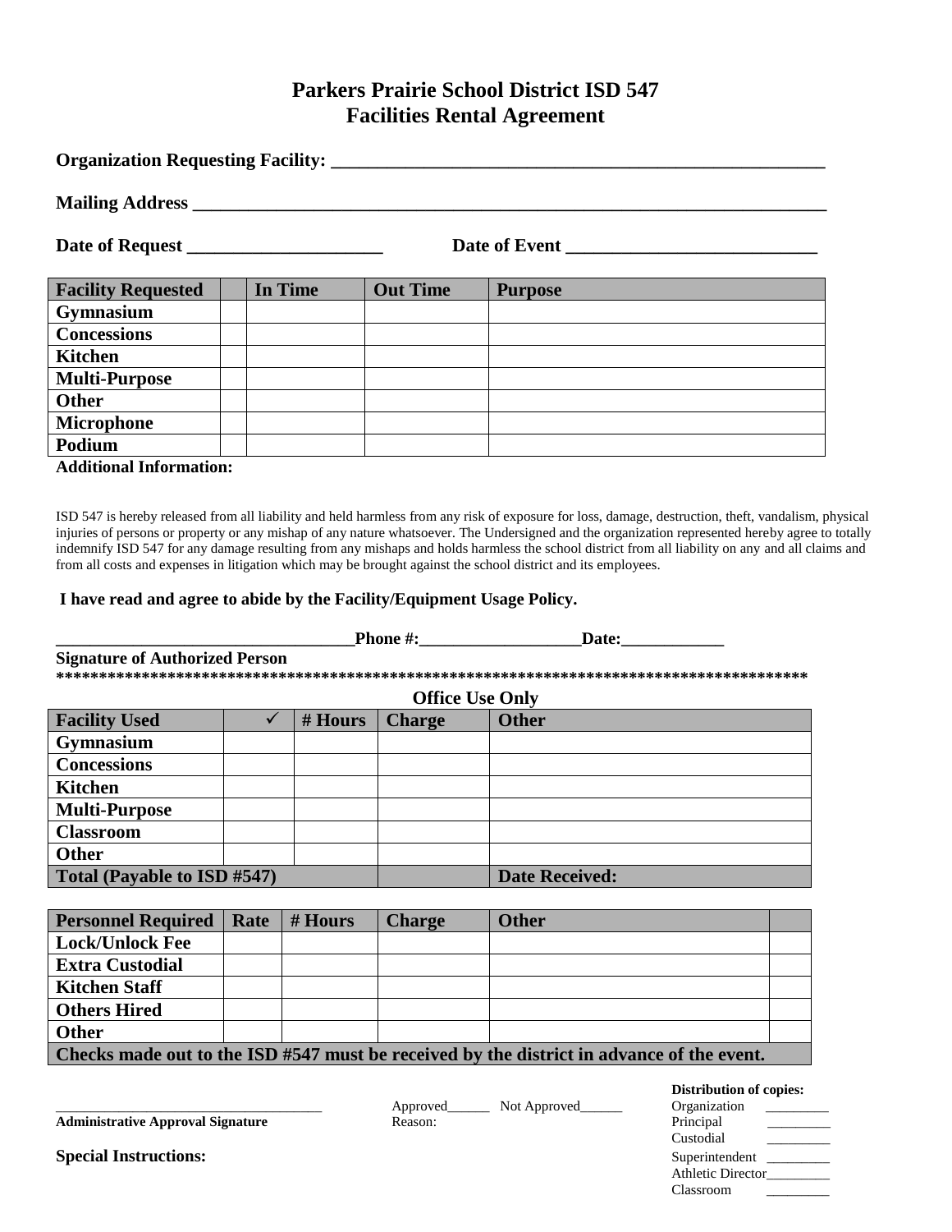# Parkers Prairie School District ISD 547
# Facilities Rental Agreement

**Organization Requesting Facility: _____________________________________________________**

**Mailing Address _______________________________________________________________________**

**Date of Request _____________________ Date of Event ___________________________**

| Facility Requested | | In Time | Out Time | Purpose |
|---|---|---|---|---|
| Gymnasium | | | | |
| Concessions | | | | |
| Kitchen | | | | |
| Multi-Purpose | | | | |
| Other | | | | |
| Microphone | | | | |
| Podium | | | | |

**Additional Information:**

ISD 547 is hereby released from all liability and held harmless from any risk of exposure for loss, damage, destruction, theft, vandalism, physical injuries of persons or property or any mishap of any nature whatsoever. The Undersigned and the organization represented hereby agree to totally indemnify ISD 547 for any damage resulting from any mishaps and holds harmless the school district from all liability on any and all claims and from all costs and expenses in litigation which may be brought against the school district and its employees.

**I have read and agree to abide by the Facility/Equipment Usage Policy.**

**___________________________________Phone #:___________________Date:____________**

**Signature of Authorized Person**

**********************************************************************************************

**Office Use Only**

| Facility Used | ✓ | # Hours | Charge | Other |
|---|---|---|---|---|
| Gymnasium | | | | |
| Concessions | | | | |
| Kitchen | | | | |
| Multi-Purpose | | | | |
| Classroom | | | | |
| Other | | | | |
| **Total (Payable to ISD #547)** | | | | **Date Received:** |

| Personnel Required | Rate | # Hours | Charge | Other | |
|---|---|---|---|---|---|
| Lock/Unlock Fee | | | | | |
| Extra Custodial | | | | | |
| Kitchen Staff | | | | | |
| Others Hired | | | | | |
| Other | | | | | |
| **Checks made out to the ISD #547 must be received by the district in advance of the event.** | | | | | |

_____________________________________

**Administrative Approval Signature**

Approved______ Not Approved______

Reason:

**Special Instructions:**

**Distribution of copies:**

Organization _________

Principal _________

Custodial _________

Superintendent _________

Athletic Director_________

Classroom _________